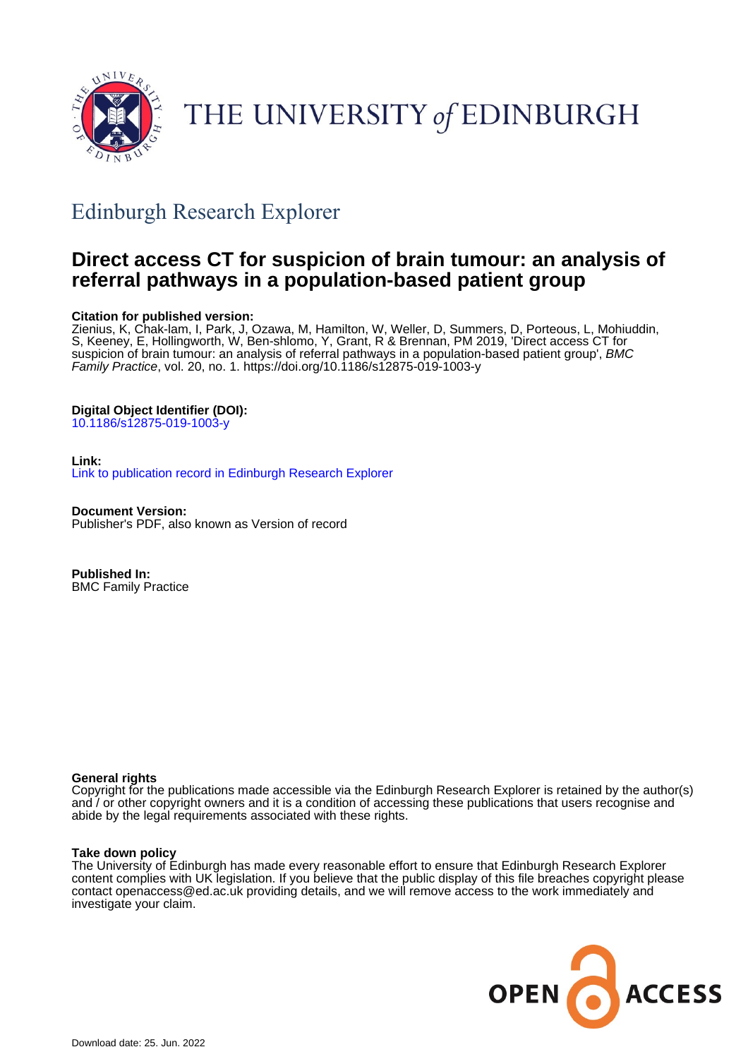# THE UNIVERSITY of EDINBURGH

## Edinburgh Research Explorer

# Direct access CT for suspicion of brain tumour: an analysis of referral pathways in a population-based patient group

**Citation for published version:**
Zienius, K, Chak-lam, I, Park, J, Ozawa, M, Hamilton, W, Weller, D, Summers, D, Porteous, L, Mohiuddin, S, Keeney, E, Hollingworth, W, Ben-shlomo, Y, Grant, R & Brennan, PM 2019, 'Direct access CT for suspicion of brain tumour: an analysis of referral pathways in a population-based patient group', *BMC Family Practice*, vol. 20, no. 1. https://doi.org/10.1186/s12875-019-1003-y

**Digital Object Identifier (DOI):**
10.1186/s12875-019-1003-y

**Link:**
Link to publication record in Edinburgh Research Explorer

**Document Version:**
Publisher's PDF, also known as Version of record

**Published In:**
BMC Family Practice

**General rights**
Copyright for the publications made accessible via the Edinburgh Research Explorer is retained by the author(s) and / or other copyright owners and it is a condition of accessing these publications that users recognise and abide by the legal requirements associated with these rights.

**Take down policy**
The University of Edinburgh has made every reasonable effort to ensure that Edinburgh Research Explorer content complies with UK legislation. If you believe that the public display of this file breaches copyright please contact openaccess@ed.ac.uk providing details, and we will remove access to the work immediately and investigate your claim.

Download date: 25. Jun. 2022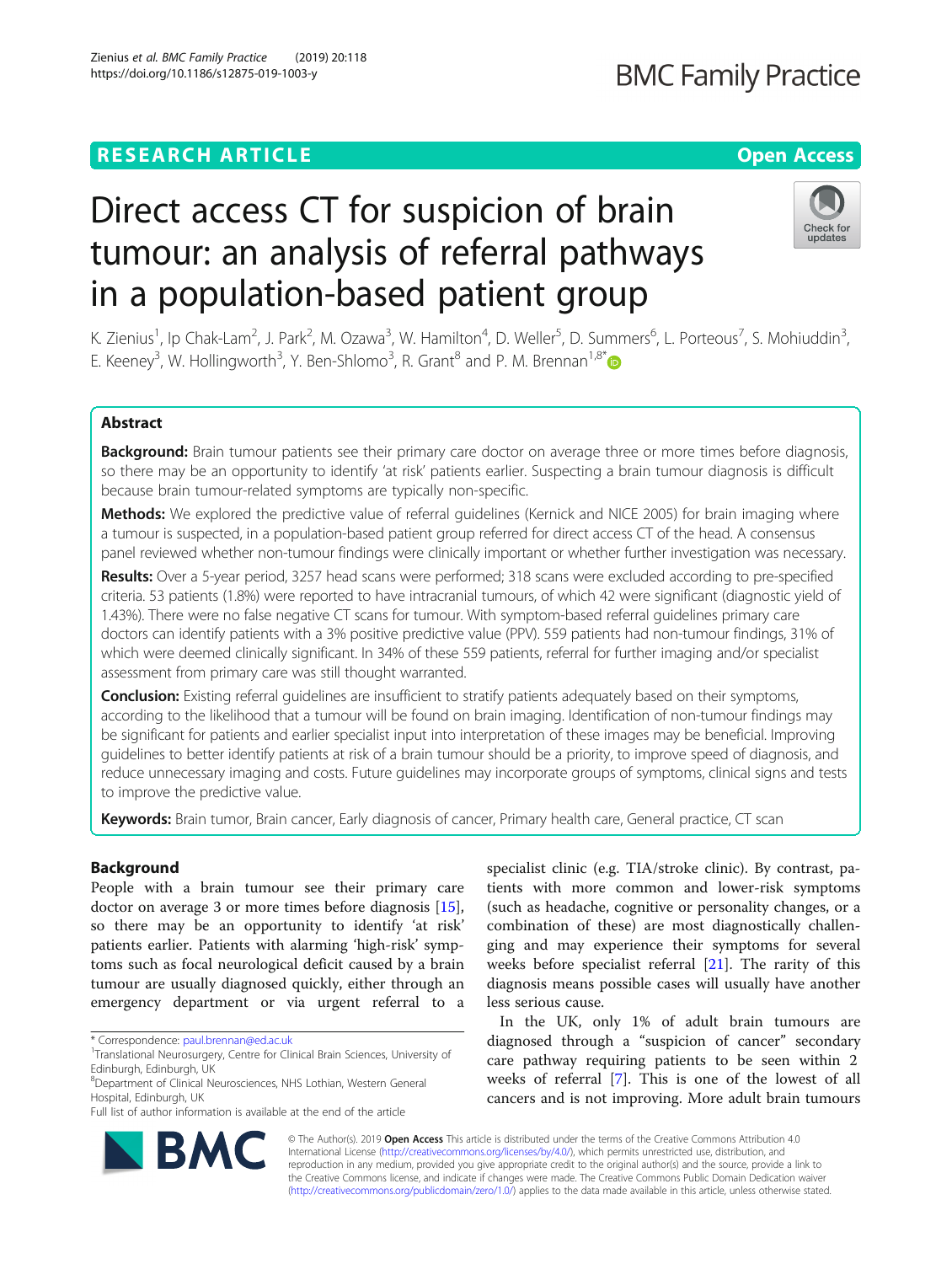# Direct access CT for suspicion of brain tumour: an analysis of referral pathways in a population-based patient group

K. Zienius[1], Ip Chak-Lam[2], J. Park[2], M. Ozawa[3], W. Hamilton[4], D. Weller[5], D. Summers[6], L. Porteous[7], S. Mohiuddin[3], E. Keeney[3], W. Hollingworth[3], Y. Ben-Shlomo[3], R. Grant[8] and P. M. Brennan[1,8*]

## Abstract

**Background:** Brain tumour patients see their primary care doctor on average three or more times before diagnosis, so there may be an opportunity to identify 'at risk' patients earlier. Suspecting a brain tumour diagnosis is difficult because brain tumour-related symptoms are typically non-specific.

**Methods:** We explored the predictive value of referral guidelines (Kernick and NICE 2005) for brain imaging where a tumour is suspected, in a population-based patient group referred for direct access CT of the head. A consensus panel reviewed whether non-tumour findings were clinically important or whether further investigation was necessary.

**Results:** Over a 5-year period, 3257 head scans were performed; 318 scans were excluded according to pre-specified criteria. 53 patients (1.8%) were reported to have intracranial tumours, of which 42 were significant (diagnostic yield of 1.43%). There were no false negative CT scans for tumour. With symptom-based referral guidelines primary care doctors can identify patients with a 3% positive predictive value (PPV). 559 patients had non-tumour findings, 31% of which were deemed clinically significant. In 34% of these 559 patients, referral for further imaging and/or specialist assessment from primary care was still thought warranted.

**Conclusion:** Existing referral guidelines are insufficient to stratify patients adequately based on their symptoms, according to the likelihood that a tumour will be found on brain imaging. Identification of non-tumour findings may be significant for patients and earlier specialist input into interpretation of these images may be beneficial. Improving guidelines to better identify patients at risk of a brain tumour should be a priority, to improve speed of diagnosis, and reduce unnecessary imaging and costs. Future guidelines may incorporate groups of symptoms, clinical signs and tests to improve the predictive value.

**Keywords:** Brain tumor, Brain cancer, Early diagnosis of cancer, Primary health care, General practice, CT scan

## Background

People with a brain tumour see their primary care doctor on average 3 or more times before diagnosis [15], so there may be an opportunity to identify 'at risk' patients earlier. Patients with alarming 'high-risk' symptoms such as focal neurological deficit caused by a brain tumour are usually diagnosed quickly, either through an emergency department or via urgent referral to a specialist clinic (e.g. TIA/stroke clinic). By contrast, patients with more common and lower-risk symptoms (such as headache, cognitive or personality changes, or a combination of these) are most diagnostically challenging and may experience their symptoms for several weeks before specialist referral [21]. The rarity of this diagnosis means possible cases will usually have another less serious cause.

In the UK, only 1% of adult brain tumours are diagnosed through a "suspicion of cancer" secondary care pathway requiring patients to be seen within 2 weeks of referral [7]. This is one of the lowest of all cancers and is not improving. More adult brain tumours

\* Correspondence: paul.brennan@ed.ac.uk
[1]Translational Neurosurgery, Centre for Clinical Brain Sciences, University of Edinburgh, Edinburgh, UK
[8]Department of Clinical Neurosciences, NHS Lothian, Western General Hospital, Edinburgh, UK
Full list of author information is available at the end of the article

© The Author(s). 2019 **Open Access** This article is distributed under the terms of the Creative Commons Attribution 4.0 International License (http://creativecommons.org/licenses/by/4.0/), which permits unrestricted use, distribution, and reproduction in any medium, provided you give appropriate credit to the original author(s) and the source, provide a link to the Creative Commons license, and indicate if changes were made. The Creative Commons Public Domain Dedication waiver (http://creativecommons.org/publicdomain/zero/1.0/) applies to the data made available in this article, unless otherwise stated.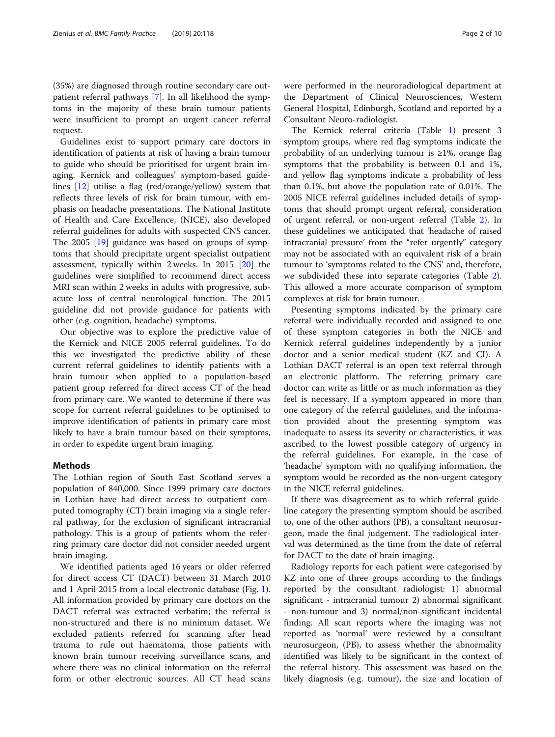(35%) are diagnosed through routine secondary care outpatient referral pathways [7]. In all likelihood the symptoms in the majority of these brain tumour patients were insufficient to prompt an urgent cancer referral request.

Guidelines exist to support primary care doctors in identification of patients at risk of having a brain tumour to guide who should be prioritised for urgent brain imaging. Kernick and colleagues' symptom-based guidelines [12] utilise a flag (red/orange/yellow) system that reflects three levels of risk for brain tumour, with emphasis on headache presentations. The National Institute of Health and Care Excellence, (NICE), also developed referral guidelines for adults with suspected CNS cancer. The 2005 [19] guidance was based on groups of symptoms that should precipitate urgent specialist outpatient assessment, typically within 2 weeks. In 2015 [20] the guidelines were simplified to recommend direct access MRI scan within 2 weeks in adults with progressive, subacute loss of central neurological function. The 2015 guideline did not provide guidance for patients with other (e.g. cognition, headache) symptoms.

Our objective was to explore the predictive value of the Kernick and NICE 2005 referral guidelines. To do this we investigated the predictive ability of these current referral guidelines to identify patients with a brain tumour when applied to a population-based patient group referred for direct access CT of the head from primary care. We wanted to determine if there was scope for current referral guidelines to be optimised to improve identification of patients in primary care most likely to have a brain tumour based on their symptoms, in order to expedite urgent brain imaging.

## Methods

The Lothian region of South East Scotland serves a population of 840,000. Since 1999 primary care doctors in Lothian have had direct access to outpatient computed tomography (CT) brain imaging via a single referral pathway, for the exclusion of significant intracranial pathology. This is a group of patients whom the referring primary care doctor did not consider needed urgent brain imaging.

We identified patients aged 16 years or older referred for direct access CT (DACT) between 31 March 2010 and 1 April 2015 from a local electronic database (Fig. 1). All information provided by primary care doctors on the DACT referral was extracted verbatim; the referral is non-structured and there is no minimum dataset. We excluded patients referred for scanning after head trauma to rule out haematoma, those patients with known brain tumour receiving surveillance scans, and where there was no clinical information on the referral form or other electronic sources. All CT head scans were performed in the neuroradiological department at the Department of Clinical Neurosciences, Western General Hospital, Edinburgh, Scotland and reported by a Consultant Neuro-radiologist.

The Kernick referral criteria (Table 1) present 3 symptom groups, where red flag symptoms indicate the probability of an underlying tumour is ≥1%, orange flag symptoms that the probability is between 0.1 and 1%, and yellow flag symptoms indicate a probability of less than 0.1%, but above the population rate of 0.01%. The 2005 NICE referral guidelines included details of symptoms that should prompt urgent referral, consideration of urgent referral, or non-urgent referral (Table 2). In these guidelines we anticipated that 'headache of raised intracranial pressure' from the "refer urgently" category may not be associated with an equivalent risk of a brain tumour to 'symptoms related to the CNS' and, therefore, we subdivided these into separate categories (Table 2). This allowed a more accurate comparison of symptom complexes at risk for brain tumour.

Presenting symptoms indicated by the primary care referral were individually recorded and assigned to one of these symptom categories in both the NICE and Kernick referral guidelines independently by a junior doctor and a senior medical student (KZ and CI). A Lothian DACT referral is an open text referral through an electronic platform. The referring primary care doctor can write as little or as much information as they feel is necessary. If a symptom appeared in more than one category of the referral guidelines, and the information provided about the presenting symptom was inadequate to assess its severity or characteristics, it was ascribed to the lowest possible category of urgency in the referral guidelines. For example, in the case of 'headache' symptom with no qualifying information, the symptom would be recorded as the non-urgent category in the NICE referral guidelines.

If there was disagreement as to which referral guideline category the presenting symptom should be ascribed to, one of the other authors (PB), a consultant neurosurgeon, made the final judgement. The radiological interval was determined as the time from the date of referral for DACT to the date of brain imaging.

Radiology reports for each patient were categorised by KZ into one of three groups according to the findings reported by the consultant radiologist: 1) abnormal significant - intracranial tumour 2) abnormal significant - non-tumour and 3) normal/non-significant incidental finding. All scan reports where the imaging was not reported as 'normal' were reviewed by a consultant neurosurgeon, (PB), to assess whether the abnormality identified was likely to be significant in the context of the referral history. This assessment was based on the likely diagnosis (e.g. tumour), the size and location of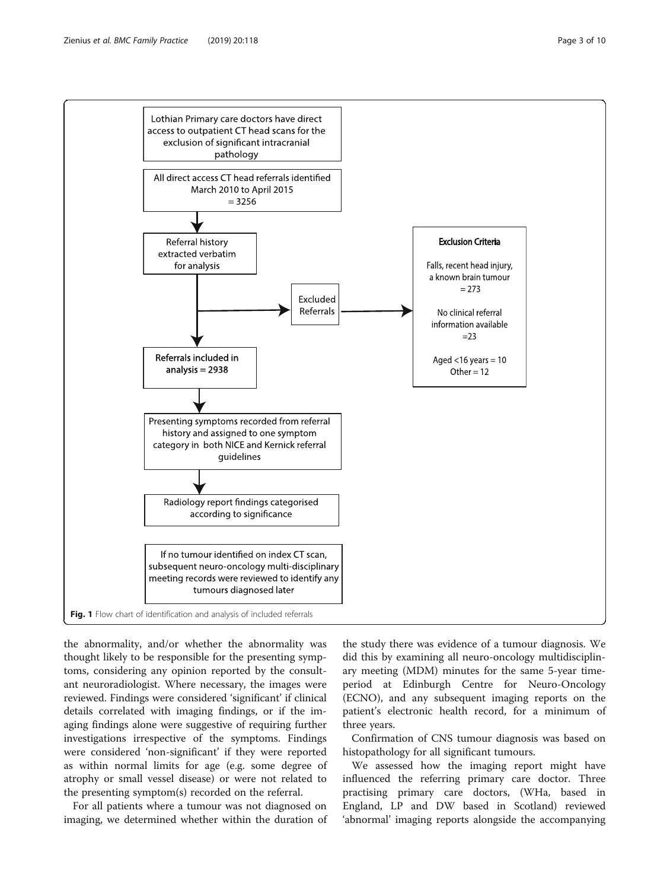Lothian Primary care doctors have direct access to outpatient CT head scans for the exclusion of significant intracranial pathology

All direct access CT head referrals identified March 2010 to April 2015 = 3256

Referral history extracted verbatim for analysis

Excluded Referrals

**Exclusion Criteria**

Falls, recent head injury, a known brain tumour = 273

No clinical referral information available =23

Aged <16 years = 10
Other = 12

Referrals included in analysis = 2938

Presenting symptoms recorded from referral history and assigned to one symptom category in both NICE and Kernick referral guidelines

Radiology report findings categorised according to significance

If no tumour identified on index CT scan, subsequent neuro-oncology multi-disciplinary meeting records were reviewed to identify any tumours diagnosed later

**Fig. 1** Flow chart of identification and analysis of included referrals

the abnormality, and/or whether the abnormality was thought likely to be responsible for the presenting symptoms, considering any opinion reported by the consultant neuroradiologist. Where necessary, the images were reviewed. Findings were considered 'significant' if clinical details correlated with imaging findings, or if the imaging findings alone were suggestive of requiring further investigations irrespective of the symptoms. Findings were considered 'non-significant' if they were reported as within normal limits for age (e.g. some degree of atrophy or small vessel disease) or were not related to the presenting symptom(s) recorded on the referral.

For all patients where a tumour was not diagnosed on imaging, we determined whether within the duration of the study there was evidence of a tumour diagnosis. We did this by examining all neuro-oncology multidisciplinary meeting (MDM) minutes for the same 5-year time-period at Edinburgh Centre for Neuro-Oncology (ECNO), and any subsequent imaging reports on the patient's electronic health record, for a minimum of three years.

Confirmation of CNS tumour diagnosis was based on histopathology for all significant tumours.

We assessed how the imaging report might have influenced the referring primary care doctor. Three practising primary care doctors, (WHa, based in England, LP and DW based in Scotland) reviewed 'abnormal' imaging reports alongside the accompanying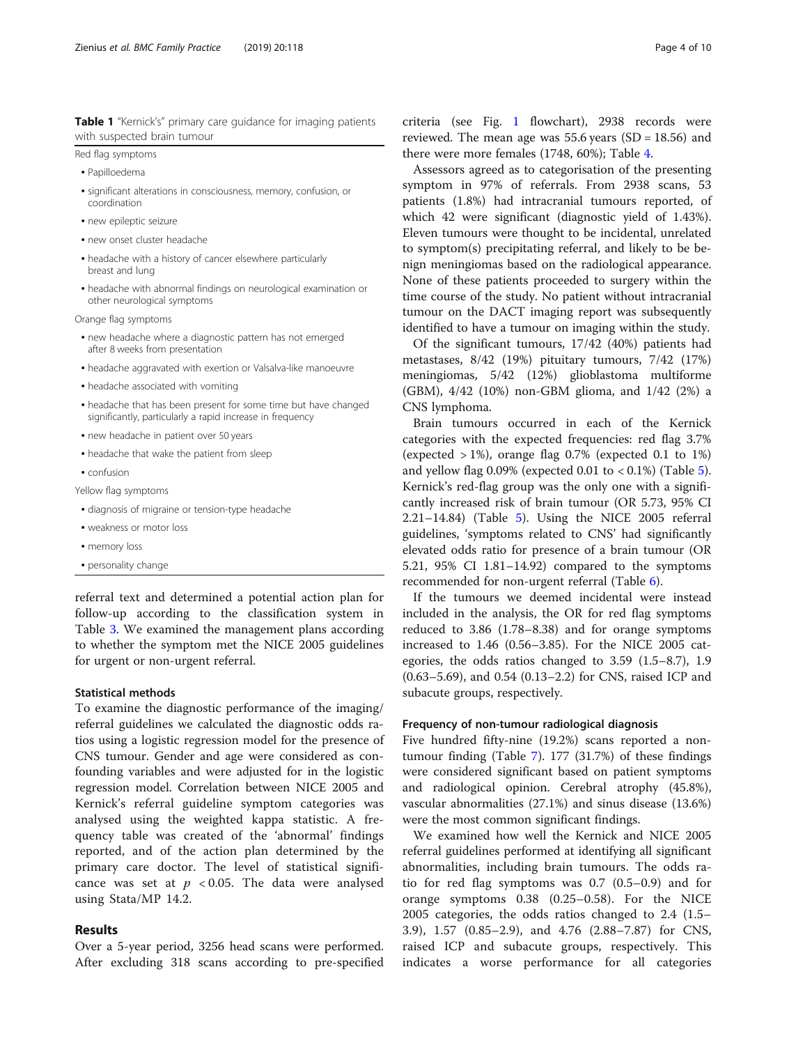**Table 1** "Kernick's" primary care guidance for imaging patients with suspected brain tumour

Red flag symptoms

- Papilloedema
- significant alterations in consciousness, memory, confusion, or coordination
- new epileptic seizure
- new onset cluster headache
- headache with a history of cancer elsewhere particularly breast and lung
- headache with abnormal findings on neurological examination or other neurological symptoms

Orange flag symptoms

- new headache where a diagnostic pattern has not emerged after 8 weeks from presentation
- headache aggravated with exertion or Valsalva-like manoeuvre
- headache associated with vomiting
- headache that has been present for some time but have changed significantly, particularly a rapid increase in frequency
- new headache in patient over 50 years
- headache that wake the patient from sleep
- confusion

Yellow flag symptoms

- diagnosis of migraine or tension-type headache
- weakness or motor loss
- memory loss
- personality change

referral text and determined a potential action plan for follow-up according to the classification system in Table 3. We examined the management plans according to whether the symptom met the NICE 2005 guidelines for urgent or non-urgent referral.

### Statistical methods

To examine the diagnostic performance of the imaging/referral guidelines we calculated the diagnostic odds ratios using a logistic regression model for the presence of CNS tumour. Gender and age were considered as confounding variables and were adjusted for in the logistic regression model. Correlation between NICE 2005 and Kernick's referral guideline symptom categories was analysed using the weighted kappa statistic. A frequency table was created of the 'abnormal' findings reported, and of the action plan determined by the primary care doctor. The level of statistical significance was set at $p < 0.05$. The data were analysed using Stata/MP 14.2.

## Results

Over a 5-year period, 3256 head scans were performed. After excluding 318 scans according to pre-specified criteria (see Fig. 1 flowchart), 2938 records were reviewed. The mean age was 55.6 years (SD = 18.56) and there were more females (1748, 60%); Table 4.

Assessors agreed as to categorisation of the presenting symptom in 97% of referrals. From 2938 scans, 53 patients (1.8%) had intracranial tumours reported, of which 42 were significant (diagnostic yield of 1.43%). Eleven tumours were thought to be incidental, unrelated to symptom(s) precipitating referral, and likely to be benign meningiomas based on the radiological appearance. None of these patients proceeded to surgery within the time course of the study. No patient without intracranial tumour on the DACT imaging report was subsequently identified to have a tumour on imaging within the study.

Of the significant tumours, 17/42 (40%) patients had metastases, 8/42 (19%) pituitary tumours, 7/42 (17%) meningiomas, 5/42 (12%) glioblastoma multiforme (GBM), 4/42 (10%) non-GBM glioma, and 1/42 (2%) a CNS lymphoma.

Brain tumours occurred in each of the Kernick categories with the expected frequencies: red flag 3.7% (expected > 1%), orange flag 0.7% (expected 0.1 to 1%) and yellow flag 0.09% (expected 0.01 to < 0.1%) (Table 5). Kernick's red-flag group was the only one with a significantly increased risk of brain tumour (OR 5.73, 95% CI 2.21–14.84) (Table 5). Using the NICE 2005 referral guidelines, 'symptoms related to CNS' had significantly elevated odds ratio for presence of a brain tumour (OR 5.21, 95% CI 1.81–14.92) compared to the symptoms recommended for non-urgent referral (Table 6).

If the tumours we deemed incidental were instead included in the analysis, the OR for red flag symptoms reduced to 3.86 (1.78–8.38) and for orange symptoms increased to 1.46 (0.56–3.85). For the NICE 2005 categories, the odds ratios changed to 3.59 (1.5–8.7), 1.9 (0.63–5.69), and 0.54 (0.13–2.2) for CNS, raised ICP and subacute groups, respectively.

### Frequency of non-tumour radiological diagnosis

Five hundred fifty-nine (19.2%) scans reported a non-tumour finding (Table 7). 177 (31.7%) of these findings were considered significant based on patient symptoms and radiological opinion. Cerebral atrophy (45.8%), vascular abnormalities (27.1%) and sinus disease (13.6%) were the most common significant findings.

We examined how well the Kernick and NICE 2005 referral guidelines performed at identifying all significant abnormalities, including brain tumours. The odds ratio for red flag symptoms was 0.7 (0.5–0.9) and for orange symptoms 0.38 (0.25–0.58). For the NICE 2005 categories, the odds ratios changed to 2.4 (1.5–3.9), 1.57 (0.85–2.9), and 4.76 (2.88–7.87) for CNS, raised ICP and subacute groups, respectively. This indicates a worse performance for all categories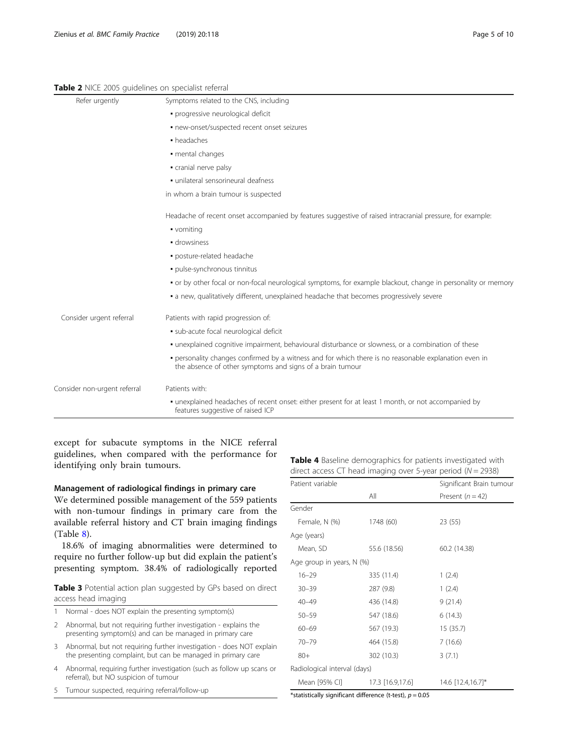**Table 2** NICE 2005 guidelines on specialist referral

| | |
|---|---|
| Refer urgently | Symptoms related to the CNS, including |
| | ▪ progressive neurological deficit |
| | ▪ new-onset/suspected recent onset seizures |
| | ▪ headaches |
| | ▪ mental changes |
| | ▪ cranial nerve palsy |
| | ▪ unilateral sensorineural deafness |
| | in whom a brain tumour is suspected |
| | Headache of recent onset accompanied by features suggestive of raised intracranial pressure, for example: |
| | ▪ vomiting |
| | ▪ drowsiness |
| | ▪ posture-related headache |
| | ▪ pulse-synchronous tinnitus |
| | ▪ or by other focal or non-focal neurological symptoms, for example blackout, change in personality or memory |
| | ▪ a new, qualitatively different, unexplained headache that becomes progressively severe |
| Consider urgent referral | Patients with rapid progression of: |
| | ▪ sub-acute focal neurological deficit |
| | ▪ unexplained cognitive impairment, behavioural disturbance or slowness, or a combination of these |
| | ▪ personality changes confirmed by a witness and for which there is no reasonable explanation even in the absence of other symptoms and signs of a brain tumour |
| Consider non-urgent referral | Patients with: |
| | ▪ unexplained headaches of recent onset: either present for at least 1 month, or not accompanied by features suggestive of raised ICP |

except for subacute symptoms in the NICE referral guidelines, when compared with the performance for identifying only brain tumours.

## Management of radiological findings in primary care

We determined possible management of the 559 patients with non-tumour findings in primary care from the available referral history and CT brain imaging findings (Table 8).

18.6% of imaging abnormalities were determined to require no further follow-up but did explain the patient's presenting symptom. 38.4% of radiologically reported

**Table 3** Potential action plan suggested by GPs based on direct access head imaging

| | |
|---|---|
| 1 | Normal - does NOT explain the presenting symptom(s) |
| 2 | Abnormal, but not requiring further investigation - explains the presenting symptom(s) and can be managed in primary care |
| 3 | Abnormal, but not requiring further investigation - does NOT explain the presenting complaint, but can be managed in primary care |
| 4 | Abnormal, requiring further investigation (such as follow up scans or referral), but NO suspicion of tumour |
| 5 | Tumour suspected, requiring referral/follow-up |

**Table 4** Baseline demographics for patients investigated with direct access CT head imaging over 5-year period ($N = 2938$)

| Patient variable | All | Significant Brain tumour Present ($n = 42$) |
|---|---|---|
| Gender | | |
| Female, N (%) | 1748 (60) | 23 (55) |
| Age (years) | | |
| Mean, SD | 55.6 (18.56) | 60.2 (14.38) |
| Age group in years, N (%) | | |
| 16–29 | 335 (11.4) | 1 (2.4) |
| 30–39 | 287 (9.8) | 1 (2.4) |
| 40–49 | 436 (14.8) | 9 (21.4) |
| 50–59 | 547 (18.6) | 6 (14.3) |
| 60–69 | 567 (19.3) | 15 (35.7) |
| 70–79 | 464 (15.8) | 7 (16.6) |
| 80+ | 302 (10.3) | 3 (7.1) |
| Radiological interval (days) | | |
| Mean [95% CI] | 17.3 [16.9,17.6] | 14.6 [12.4,16.7]* |

*statistically significant difference (t-test), $p = 0.05$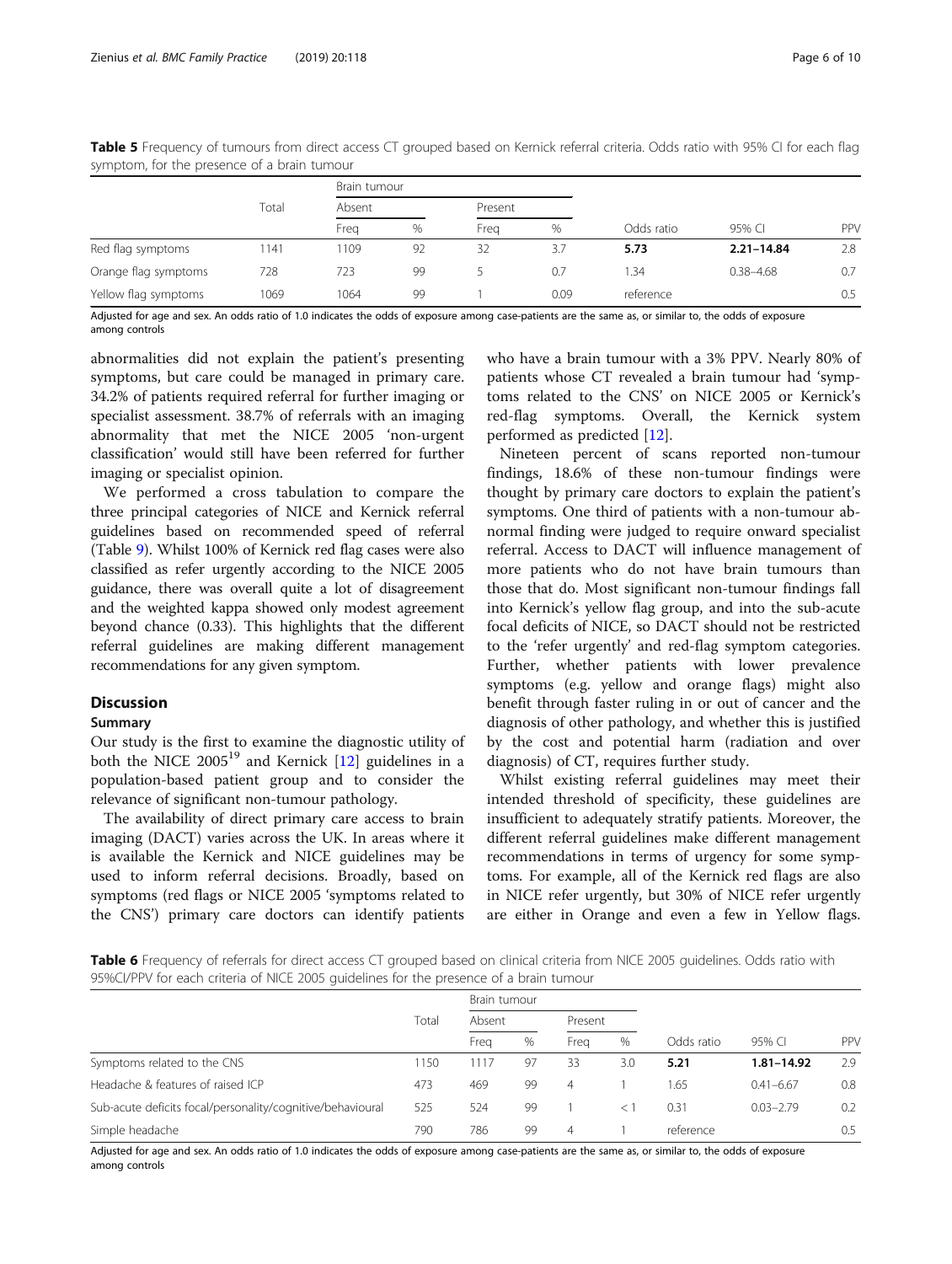**Table 5** Frequency of tumours from direct access CT grouped based on Kernick referral criteria. Odds ratio with 95% CI for each flag symptom, for the presence of a brain tumour

| | Total | Brain tumour | | | | | | |
|---|---|---|---|---|---|---|---|---|
| | | Absent | | Present | | | | |
| | | Freq | % | Freq | % | Odds ratio | 95% CI | PPV |
| Red flag symptoms | 1141 | 1109 | 92 | 32 | 3.7 | **5.73** | **2.21–14.84** | 2.8 |
| Orange flag symptoms | 728 | 723 | 99 | 5 | 0.7 | 1.34 | 0.38–4.68 | 0.7 |
| Yellow flag symptoms | 1069 | 1064 | 99 | 1 | 0.09 | reference | | 0.5 |

Adjusted for age and sex. An odds ratio of 1.0 indicates the odds of exposure among case-patients are the same as, or similar to, the odds of exposure among controls

abnormalities did not explain the patient's presenting symptoms, but care could be managed in primary care. 34.2% of patients required referral for further imaging or specialist assessment. 38.7% of referrals with an imaging abnormality that met the NICE 2005 'non-urgent classification' would still have been referred for further imaging or specialist opinion.

We performed a cross tabulation to compare the three principal categories of NICE and Kernick referral guidelines based on recommended speed of referral (Table 9). Whilst 100% of Kernick red flag cases were also classified as refer urgently according to the NICE 2005 guidance, there was overall quite a lot of disagreement and the weighted kappa showed only modest agreement beyond chance (0.33). This highlights that the different referral guidelines are making different management recommendations for any given symptom.

## Discussion

### Summary

Our study is the first to examine the diagnostic utility of both the NICE 2005[19] and Kernick [12] guidelines in a population-based patient group and to consider the relevance of significant non-tumour pathology.

The availability of direct primary care access to brain imaging (DACT) varies across the UK. In areas where it is available the Kernick and NICE guidelines may be used to inform referral decisions. Broadly, based on symptoms (red flags or NICE 2005 'symptoms related to the CNS') primary care doctors can identify patients who have a brain tumour with a 3% PPV. Nearly 80% of patients whose CT revealed a brain tumour had 'symptoms related to the CNS' on NICE 2005 or Kernick's red-flag symptoms. Overall, the Kernick system performed as predicted [12].

Nineteen percent of scans reported non-tumour findings, 18.6% of these non-tumour findings were thought by primary care doctors to explain the patient's symptoms. One third of patients with a non-tumour abnormal finding were judged to require onward specialist referral. Access to DACT will influence management of more patients who do not have brain tumours than those that do. Most significant non-tumour findings fall into Kernick's yellow flag group, and into the sub-acute focal deficits of NICE, so DACT should not be restricted to the 'refer urgently' and red-flag symptom categories. Further, whether patients with lower prevalence symptoms (e.g. yellow and orange flags) might also benefit through faster ruling in or out of cancer and the diagnosis of other pathology, and whether this is justified by the cost and potential harm (radiation and over diagnosis) of CT, requires further study.

Whilst existing referral guidelines may meet their intended threshold of specificity, these guidelines are insufficient to adequately stratify patients. Moreover, the different referral guidelines make different management recommendations in terms of urgency for some symptoms. For example, all of the Kernick red flags are also in NICE refer urgently, but 30% of NICE refer urgently are either in Orange and even a few in Yellow flags.

**Table 6** Frequency of referrals for direct access CT grouped based on clinical criteria from NICE 2005 guidelines. Odds ratio with 95%CI/PPV for each criteria of NICE 2005 guidelines for the presence of a brain tumour

| | Total | Brain tumour | | | | | | |
|---|---|---|---|---|---|---|---|---|
| | | Absent | | Present | | | | |
| | | Freq | % | Freq | % | Odds ratio | 95% CI | PPV |
| Symptoms related to the CNS | 1150 | 1117 | 97 | 33 | 3.0 | **5.21** | **1.81–14.92** | 2.9 |
| Headache & features of raised ICP | 473 | 469 | 99 | 4 | 1 | 1.65 | 0.41–6.67 | 0.8 |
| Sub-acute deficits focal/personality/cognitive/behavioural | 525 | 524 | 99 | 1 | < 1 | 0.31 | 0.03–2.79 | 0.2 |
| Simple headache | 790 | 786 | 99 | 4 | 1 | reference | | 0.5 |

Adjusted for age and sex. An odds ratio of 1.0 indicates the odds of exposure among case-patients are the same as, or similar to, the odds of exposure among controls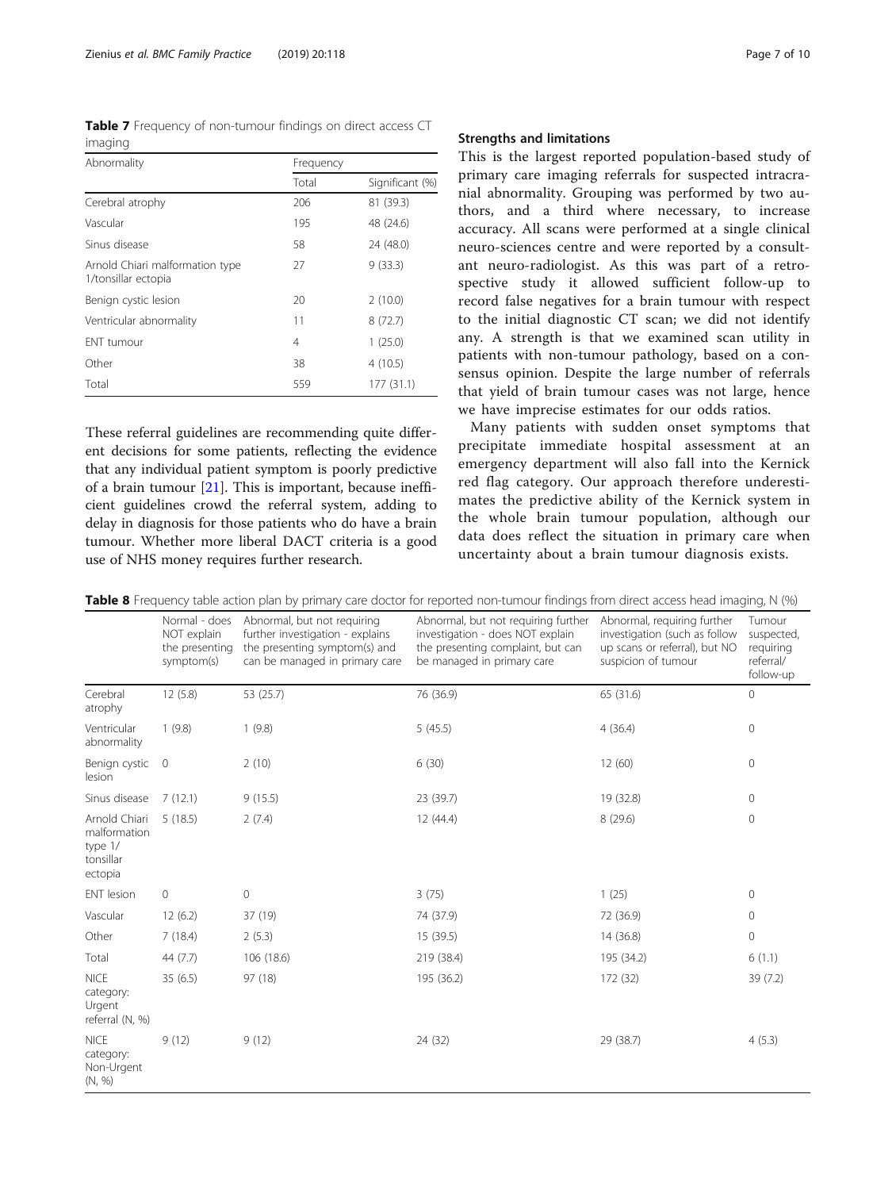**Table 7** Frequency of non-tumour findings on direct access CT imaging

| Abnormality | Frequency | |
|---|---|---|
| | Total | Significant (%) |
| Cerebral atrophy | 206 | 81 (39.3) |
| Vascular | 195 | 48 (24.6) |
| Sinus disease | 58 | 24 (48.0) |
| Arnold Chiari malformation type 1/tonsillar ectopia | 27 | 9 (33.3) |
| Benign cystic lesion | 20 | 2 (10.0) |
| Ventricular abnormality | 11 | 8 (72.7) |
| ENT tumour | 4 | 1 (25.0) |
| Other | 38 | 4 (10.5) |
| Total | 559 | 177 (31.1) |

These referral guidelines are recommending quite different decisions for some patients, reflecting the evidence that any individual patient symptom is poorly predictive of a brain tumour [21]. This is important, because inefficient guidelines crowd the referral system, adding to delay in diagnosis for those patients who do have a brain tumour. Whether more liberal DACT criteria is a good use of NHS money requires further research.

### Strengths and limitations

This is the largest reported population-based study of primary care imaging referrals for suspected intracranial abnormality. Grouping was performed by two authors, and a third where necessary, to increase accuracy. All scans were performed at a single clinical neuro-sciences centre and were reported by a consultant neuro-radiologist. As this was part of a retrospective study it allowed sufficient follow-up to record false negatives for a brain tumour with respect to the initial diagnostic CT scan; we did not identify any. A strength is that we examined scan utility in patients with non-tumour pathology, based on a consensus opinion. Despite the large number of referrals that yield of brain tumour cases was not large, hence we have imprecise estimates for our odds ratios.

Many patients with sudden onset symptoms that precipitate immediate hospital assessment at an emergency department will also fall into the Kernick red flag category. Our approach therefore underestimates the predictive ability of the Kernick system in the whole brain tumour population, although our data does reflect the situation in primary care when uncertainty about a brain tumour diagnosis exists.

**Table 8** Frequency table action plan by primary care doctor for reported non-tumour findings from direct access head imaging, N (%)

| | Normal - does NOT explain the presenting symptom(s) | Abnormal, but not requiring further investigation - explains the presenting symptom(s) and can be managed in primary care | Abnormal, but not requiring further investigation - does NOT explain the presenting complaint, but can be managed in primary care | Abnormal, requiring further investigation (such as follow up scans or referral), but NO suspicion of tumour | Tumour suspected, requiring referral/ follow-up |
|---|---|---|---|---|---|
| Cerebral atrophy | 12 (5.8) | 53 (25.7) | 76 (36.9) | 65 (31.6) | 0 |
| Ventricular abnormality | 1 (9.8) | 1 (9.8) | 5 (45.5) | 4 (36.4) | 0 |
| Benign cystic lesion | 0 | 2 (10) | 6 (30) | 12 (60) | 0 |
| Sinus disease | 7 (12.1) | 9 (15.5) | 23 (39.7) | 19 (32.8) | 0 |
| Arnold Chiari malformation type 1/ tonsillar ectopia | 5 (18.5) | 2 (7.4) | 12 (44.4) | 8 (29.6) | 0 |
| ENT lesion | 0 | 0 | 3 (75) | 1 (25) | 0 |
| Vascular | 12 (6.2) | 37 (19) | 74 (37.9) | 72 (36.9) | 0 |
| Other | 7 (18.4) | 2 (5.3) | 15 (39.5) | 14 (36.8) | 0 |
| Total | 44 (7.7) | 106 (18.6) | 219 (38.4) | 195 (34.2) | 6 (1.1) |
| NICE category: Urgent referral (N, %) | 35 (6.5) | 97 (18) | 195 (36.2) | 172 (32) | 39 (7.2) |
| NICE category: Non-Urgent (N, %) | 9 (12) | 9 (12) | 24 (32) | 29 (38.7) | 4 (5.3) |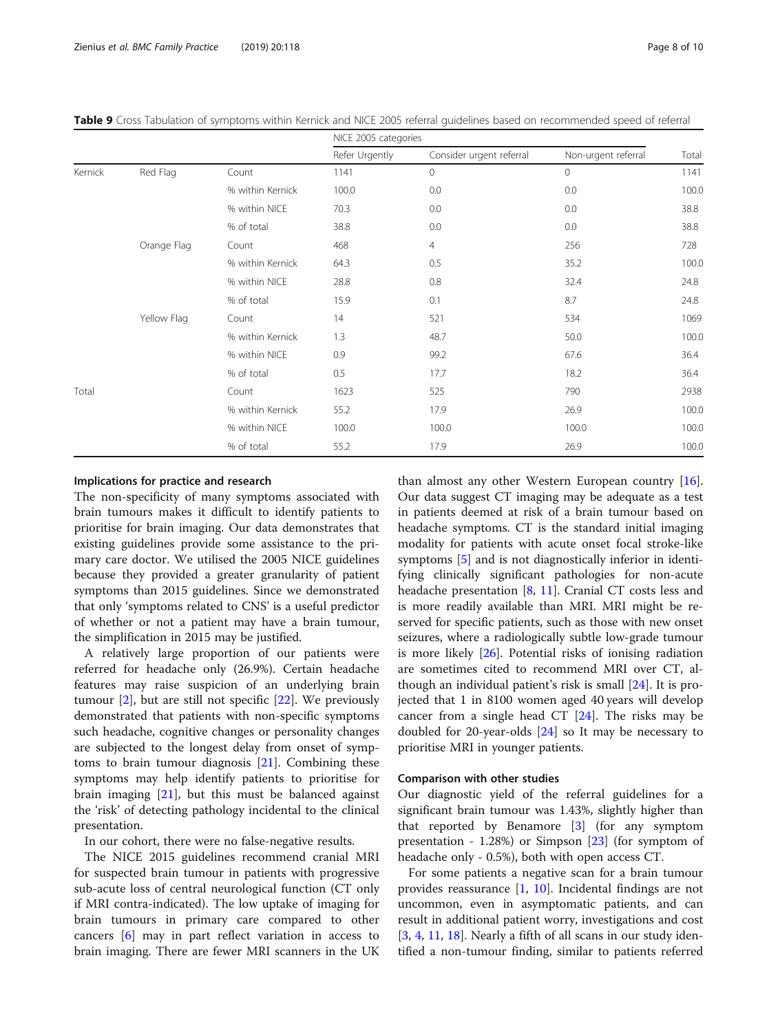**Table 9** Cross Tabulation of symptoms within Kernick and NICE 2005 referral guidelines based on recommended speed of referral

| | | | NICE 2005 categories | | | |
|---|---|---|---|---|---|---|
| | | | Refer Urgently | Consider urgent referral | Non-urgent referral | Total |
| Kernick | Red Flag | Count | 1141 | 0 | 0 | 1141 |
| | | % within Kernick | 100.0 | 0.0 | 0.0 | 100.0 |
| | | % within NICE | 70.3 | 0.0 | 0.0 | 38.8 |
| | | % of total | 38.8 | 0.0 | 0.0 | 38.8 |
| | Orange Flag | Count | 468 | 4 | 256 | 728 |
| | | % within Kernick | 64.3 | 0.5 | 35.2 | 100.0 |
| | | % within NICE | 28.8 | 0.8 | 32.4 | 24.8 |
| | | % of total | 15.9 | 0.1 | 8.7 | 24.8 |
| | Yellow Flag | Count | 14 | 521 | 534 | 1069 |
| | | % within Kernick | 1.3 | 48.7 | 50.0 | 100.0 |
| | | % within NICE | 0.9 | 99.2 | 67.6 | 36.4 |
| | | % of total | 0.5 | 17.7 | 18.2 | 36.4 |
| Total | | Count | 1623 | 525 | 790 | 2938 |
| | | % within Kernick | 55.2 | 17.9 | 26.9 | 100.0 |
| | | % within NICE | 100.0 | 100.0 | 100.0 | 100.0 |
| | | % of total | 55.2 | 17.9 | 26.9 | 100.0 |

### Implications for practice and research

The non-specificity of many symptoms associated with brain tumours makes it difficult to identify patients to prioritise for brain imaging. Our data demonstrates that existing guidelines provide some assistance to the primary care doctor. We utilised the 2005 NICE guidelines because they provided a greater granularity of patient symptoms than 2015 guidelines. Since we demonstrated that only 'symptoms related to CNS' is a useful predictor of whether or not a patient may have a brain tumour, the simplification in 2015 may be justified.

A relatively large proportion of our patients were referred for headache only (26.9%). Certain headache features may raise suspicion of an underlying brain tumour [2], but are still not specific [22]. We previously demonstrated that patients with non-specific symptoms such headache, cognitive changes or personality changes are subjected to the longest delay from onset of symptoms to brain tumour diagnosis [21]. Combining these symptoms may help identify patients to prioritise for brain imaging [21], but this must be balanced against the 'risk' of detecting pathology incidental to the clinical presentation.

In our cohort, there were no false-negative results.

The NICE 2015 guidelines recommend cranial MRI for suspected brain tumour in patients with progressive sub-acute loss of central neurological function (CT only if MRI contra-indicated). The low uptake of imaging for brain tumours in primary care compared to other cancers [6] may in part reflect variation in access to brain imaging. There are fewer MRI scanners in the UK than almost any other Western European country [16]. Our data suggest CT imaging may be adequate as a test in patients deemed at risk of a brain tumour based on headache symptoms. CT is the standard initial imaging modality for patients with acute onset focal stroke-like symptoms [5] and is not diagnostically inferior in identifying clinically significant pathologies for non-acute headache presentation [8, 11]. Cranial CT costs less and is more readily available than MRI. MRI might be reserved for specific patients, such as those with new onset seizures, where a radiologically subtle low-grade tumour is more likely [26]. Potential risks of ionising radiation are sometimes cited to recommend MRI over CT, although an individual patient's risk is small [24]. It is projected that 1 in 8100 women aged 40 years will develop cancer from a single head CT [24]. The risks may be doubled for 20-year-olds [24] so It may be necessary to prioritise MRI in younger patients.

### Comparison with other studies

Our diagnostic yield of the referral guidelines for a significant brain tumour was 1.43%, slightly higher than that reported by Benamore [3] (for any symptom presentation - 1.28%) or Simpson [23] (for symptom of headache only - 0.5%), both with open access CT.

For some patients a negative scan for a brain tumour provides reassurance [1, 10]. Incidental findings are not uncommon, even in asymptomatic patients, and can result in additional patient worry, investigations and cost [3, 4, 11, 18]. Nearly a fifth of all scans in our study identified a non-tumour finding, similar to patients referred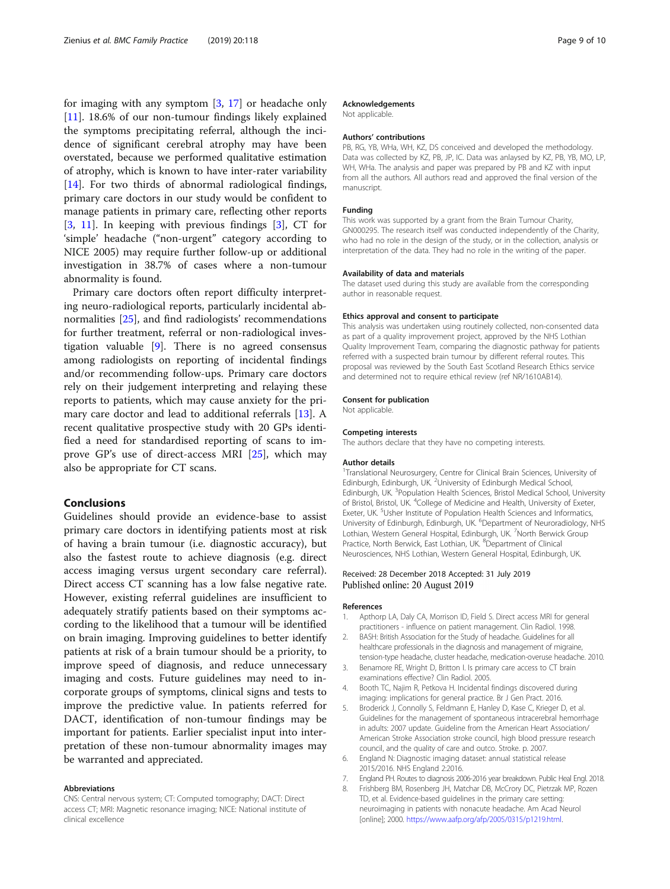for imaging with any symptom [3, 17] or headache only [11]. 18.6% of our non-tumour findings likely explained the symptoms precipitating referral, although the incidence of significant cerebral atrophy may have been overstated, because we performed qualitative estimation of atrophy, which is known to have inter-rater variability [14]. For two thirds of abnormal radiological findings, primary care doctors in our study would be confident to manage patients in primary care, reflecting other reports [3, 11]. In keeping with previous findings [3], CT for 'simple' headache ("non-urgent" category according to NICE 2005) may require further follow-up or additional investigation in 38.7% of cases where a non-tumour abnormality is found.

Primary care doctors often report difficulty interpreting neuro-radiological reports, particularly incidental abnormalities [25], and find radiologists' recommendations for further treatment, referral or non-radiological investigation valuable [9]. There is no agreed consensus among radiologists on reporting of incidental findings and/or recommending follow-ups. Primary care doctors rely on their judgement interpreting and relaying these reports to patients, which may cause anxiety for the primary care doctor and lead to additional referrals [13]. A recent qualitative prospective study with 20 GPs identified a need for standardised reporting of scans to improve GP's use of direct-access MRI [25], which may also be appropriate for CT scans.

## Conclusions

Guidelines should provide an evidence-base to assist primary care doctors in identifying patients most at risk of having a brain tumour (i.e. diagnostic accuracy), but also the fastest route to achieve diagnosis (e.g. direct access imaging versus urgent secondary care referral). Direct access CT scanning has a low false negative rate. However, existing referral guidelines are insufficient to adequately stratify patients based on their symptoms according to the likelihood that a tumour will be identified on brain imaging. Improving guidelines to better identify patients at risk of a brain tumour should be a priority, to improve speed of diagnosis, and reduce unnecessary imaging and costs. Future guidelines may need to incorporate groups of symptoms, clinical signs and tests to improve the predictive value. In patients referred for DACT, identification of non-tumour findings may be important for patients. Earlier specialist input into interpretation of these non-tumour abnormality images may be warranted and appreciated.

#### Abbreviations

CNS: Central nervous system; CT: Computed tomography; DACT: Direct access CT; MRI: Magnetic resonance imaging; NICE: National institute of clinical excellence

#### Acknowledgements

Not applicable.

#### Authors' contributions

PB, RG, YB, WHa, WH, KZ, DS conceived and developed the methodology. Data was collected by KZ, PB, JP, IC. Data was anlaysed by KZ, PB, YB, MO, LP, WH, WHa. The analysis and paper was prepared by PB and KZ with input from all the authors. All authors read and approved the final version of the manuscript.

#### Funding

This work was supported by a grant from the Brain Tumour Charity, GN000295. The research itself was conducted independently of the Charity, who had no role in the design of the study, or in the collection, analysis or interpretation of the data. They had no role in the writing of the paper.

#### Availability of data and materials

The dataset used during this study are available from the corresponding author in reasonable request.

#### Ethics approval and consent to participate

This analysis was undertaken using routinely collected, non-consented data as part of a quality improvement project, approved by the NHS Lothian Quality Improvement Team, comparing the diagnostic pathway for patients referred with a suspected brain tumour by different referral routes. This proposal was reviewed by the South East Scotland Research Ethics service and determined not to require ethical review (ref NR/1610AB14).

#### Consent for publication

Not applicable.

#### Competing interests

The authors declare that they have no competing interests.

#### Author details

[1]Translational Neurosurgery, Centre for Clinical Brain Sciences, University of Edinburgh, Edinburgh, UK. [2]University of Edinburgh Medical School, Edinburgh, UK. [3]Population Health Sciences, Bristol Medical School, University of Bristol, Bristol, UK. [4]College of Medicine and Health, University of Exeter, Exeter, UK. [5]Usher Institute of Population Health Sciences and Informatics, University of Edinburgh, Edinburgh, UK. [6]Department of Neuroradiology, NHS Lothian, Western General Hospital, Edinburgh, UK. [7]North Berwick Group Practice, North Berwick, East Lothian, UK. [8]Department of Clinical Neurosciences, NHS Lothian, Western General Hospital, Edinburgh, UK.

Received: 28 December 2018 Accepted: 31 July 2019
Published online: 20 August 2019

#### References

1. Apthorp LA, Daly CA, Morrison ID, Field S. Direct access MRI for general practitioners - influence on patient management. Clin Radiol. 1998.
2. BASH: British Association for the Study of headache. Guidelines for all healthcare professionals in the diagnosis and management of migraine, tension-type headache, cluster headache, medication-overuse headache. 2010.
3. Benamore RE, Wright D, Britton I. Is primary care access to CT brain examinations effective? Clin Radiol. 2005.
4. Booth TC, Najim R, Petkova H. Incidental findings discovered during imaging: implications for general practice. Br J Gen Pract. 2016.
5. Broderick J, Connolly S, Feldmann E, Hanley D, Kase C, Krieger D, et al. Guidelines for the management of spontaneous intracerebral hemorrhage in adults: 2007 update. Guideline from the American Heart Association/ American Stroke Association stroke council, high blood pressure research council, and the quality of care and outco. Stroke. p. 2007.
6. England N: Diagnostic imaging dataset: annual statistical release 2015/2016. NHS England 2:2016.
7. England PH. Routes to diagnosis 2006-2016 year breakdown. Public Heal Engl. 2018.
8. Frishberg BM, Rosenberg JH, Matchar DB, McCrory DC, Pietrzak MP, Rozen TD, et al. Evidence-based guidelines in the primary care setting: neuroimaging in patients with nonacute headache. Am Acad Neurol [online]; 2000. https://www.aafp.org/afp/2005/0315/p1219.html.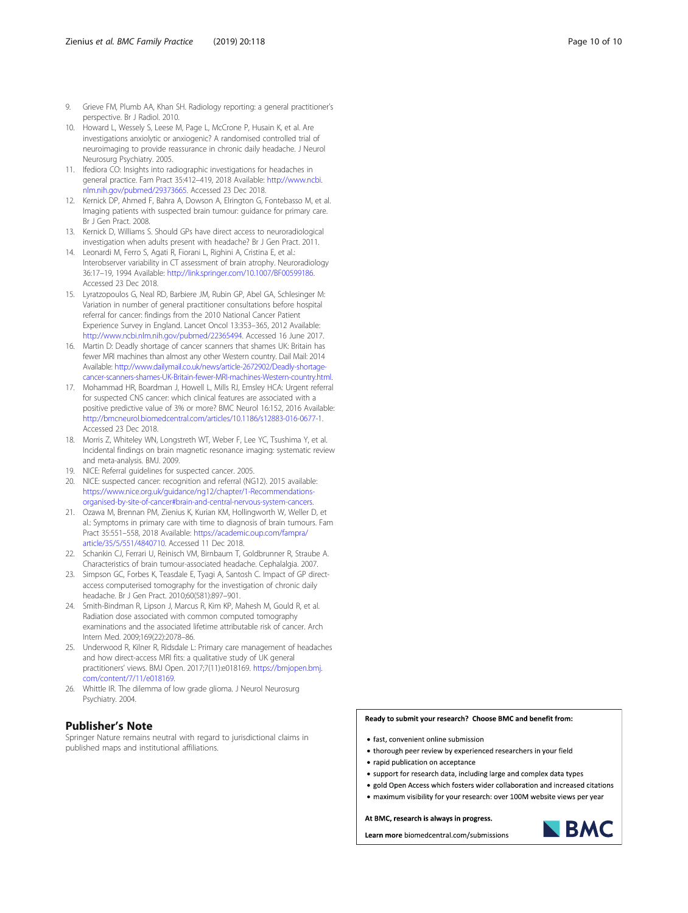9. Grieve FM, Plumb AA, Khan SH. Radiology reporting: a general practitioner's perspective. Br J Radiol. 2010.
10. Howard L, Wessely S, Leese M, Page L, McCrone P, Husain K, et al. Are investigations anxiolytic or anxiogenic? A randomised controlled trial of neuroimaging to provide reassurance in chronic daily headache. J Neurol Neurosurg Psychiatry. 2005.
11. Ifediora CO: Insights into radiographic investigations for headaches in general practice. Fam Pract 35:412–419, 2018 Available: http://www.ncbi.nlm.nih.gov/pubmed/29373665. Accessed 23 Dec 2018.
12. Kernick DP, Ahmed F, Bahra A, Dowson A, Elrington G, Fontebasso M, et al. Imaging patients with suspected brain tumour: guidance for primary care. Br J Gen Pract. 2008.
13. Kernick D, Williams S. Should GPs have direct access to neuroradiological investigation when adults present with headache? Br J Gen Pract. 2011.
14. Leonardi M, Ferro S, Agati R, Fiorani L, Righini A, Cristina E, et al.: Interobserver variability in CT assessment of brain atrophy. Neuroradiology 36:17–19, 1994 Available: http://link.springer.com/10.1007/BF00599186. Accessed 23 Dec 2018.
15. Lyratzopoulos G, Neal RD, Barbiere JM, Rubin GP, Abel GA, Schlesinger M: Variation in number of general practitioner consultations before hospital referral for cancer: findings from the 2010 National Cancer Patient Experience Survey in England. Lancet Oncol 13:353–365, 2012 Available: http://www.ncbi.nlm.nih.gov/pubmed/22365494. Accessed 16 June 2017.
16. Martin D: Deadly shortage of cancer scanners that shames UK: Britain has fewer MRI machines than almost any other Western country. Dail Mail: 2014 Available: http://www.dailymail.co.uk/news/article-2672902/Deadly-shortage-cancer-scanners-shames-UK-Britain-fewer-MRI-machines-Western-country.html.
17. Mohammad HR, Boardman J, Howell L, Mills RJ, Emsley HCA: Urgent referral for suspected CNS cancer: which clinical features are associated with a positive predictive value of 3% or more? BMC Neurol 16:152, 2016 Available: http://bmcneurol.biomedcentral.com/articles/10.1186/s12883-016-0677-1. Accessed 23 Dec 2018.
18. Morris Z, Whiteley WN, Longstreth WT, Weber F, Lee YC, Tsushima Y, et al. Incidental findings on brain magnetic resonance imaging: systematic review and meta-analysis. BMJ. 2009.
19. NICE: Referral guidelines for suspected cancer. 2005.
20. NICE: suspected cancer: recognition and referral (NG12). 2015 available: https://www.nice.org.uk/guidance/ng12/chapter/1-Recommendations-organised-by-site-of-cancer#brain-and-central-nervous-system-cancers.
21. Ozawa M, Brennan PM, Zienius K, Kurian KM, Hollingworth W, Weller D, et al.: Symptoms in primary care with time to diagnosis of brain tumours. Fam Pract 35:551–558, 2018 Available: https://academic.oup.com/fampra/article/35/5/551/4840710. Accessed 11 Dec 2018.
22. Schankin CJ, Ferrari U, Reinisch VM, Birnbaum T, Goldbrunner R, Straube A. Characteristics of brain tumour-associated headache. Cephalalgia. 2007.
23. Simpson GC, Forbes K, Teasdale E, Tyagi A, Santosh C. Impact of GP direct-access computerised tomography for the investigation of chronic daily headache. Br J Gen Pract. 2010;60(581):897–901.
24. Smith-Bindman R, Lipson J, Marcus R, Kim KP, Mahesh M, Gould R, et al. Radiation dose associated with common computed tomography examinations and the associated lifetime attributable risk of cancer. Arch Intern Med. 2009;169(22):2078–86.
25. Underwood R, Kilner R, Ridsdale L: Primary care management of headaches and how direct-access MRI fits: a qualitative study of UK general practitioners' views. BMJ Open. 2017;7(11):e018169. https://bmjopen.bmj.com/content/7/11/e018169.
26. Whittle IR. The dilemma of low grade glioma. J Neurol Neurosurg Psychiatry. 2004.

## Publisher's Note

Springer Nature remains neutral with regard to jurisdictional claims in published maps and institutional affiliations.

**Ready to submit your research? Choose BMC and benefit from:**

- fast, convenient online submission
- thorough peer review by experienced researchers in your field
- rapid publication on acceptance
- support for research data, including large and complex data types
- gold Open Access which fosters wider collaboration and increased citations
- maximum visibility for your research: over 100M website views per year

**At BMC, research is always in progress.**

**Learn more** biomedcentral.com/submissions